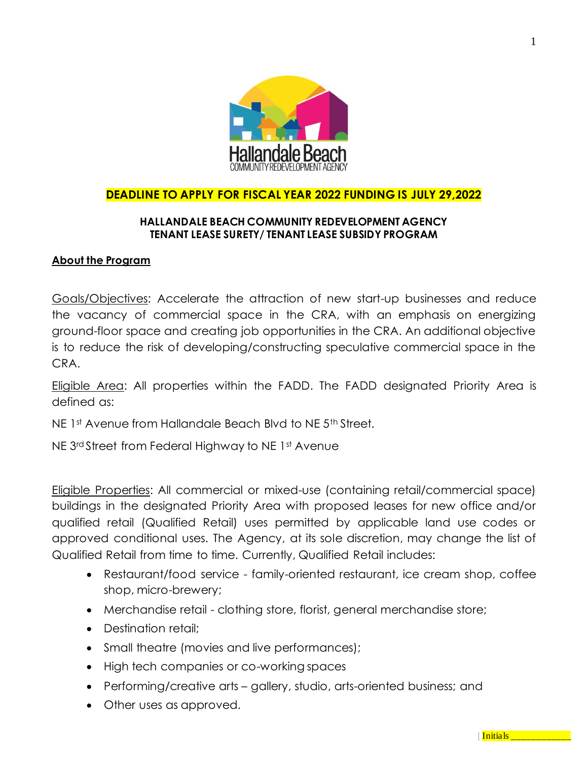**DEADLINE TO APPLY FOR FISCAL YEAR 2022 FUNDING IS JULY 29,2022**

**HALLANDALE BEACH COMMUNITY REDEVELOPMENT AGENCY**
**TENANT LEASE SURETY/ TENANT LEASE SUBSIDY PROGRAM**

## About the Program

Goals/Objectives: Accelerate the attraction of new start-up businesses and reduce the vacancy of commercial space in the CRA, with an emphasis on energizing ground-floor space and creating job opportunities in the CRA. An additional objective is to reduce the risk of developing/constructing speculative commercial space in the CRA.

Eligible Area: All properties within the FADD. The FADD designated Priority Area is defined as:

NE 1st Avenue from Hallandale Beach Blvd to NE 5th Street.

NE 3rd Street from Federal Highway to NE 1st Avenue

Eligible Properties: All commercial or mixed-use (containing retail/commercial space) buildings in the designated Priority Area with proposed leases for new office and/or qualified retail (Qualified Retail) uses permitted by applicable land use codes or approved conditional uses. The Agency, at its sole discretion, may change the list of Qualified Retail from time to time. Currently, Qualified Retail includes:

- Restaurant/food service - family-oriented restaurant, ice cream shop, coffee shop, micro-brewery;
- Merchandise retail - clothing store, florist, general merchandise store;
- Destination retail;
- Small theatre (movies and live performances);
- High tech companies or co-working spaces
- Performing/creative arts – gallery, studio, arts-oriented business; and
- Other uses as approved.

Initials ____________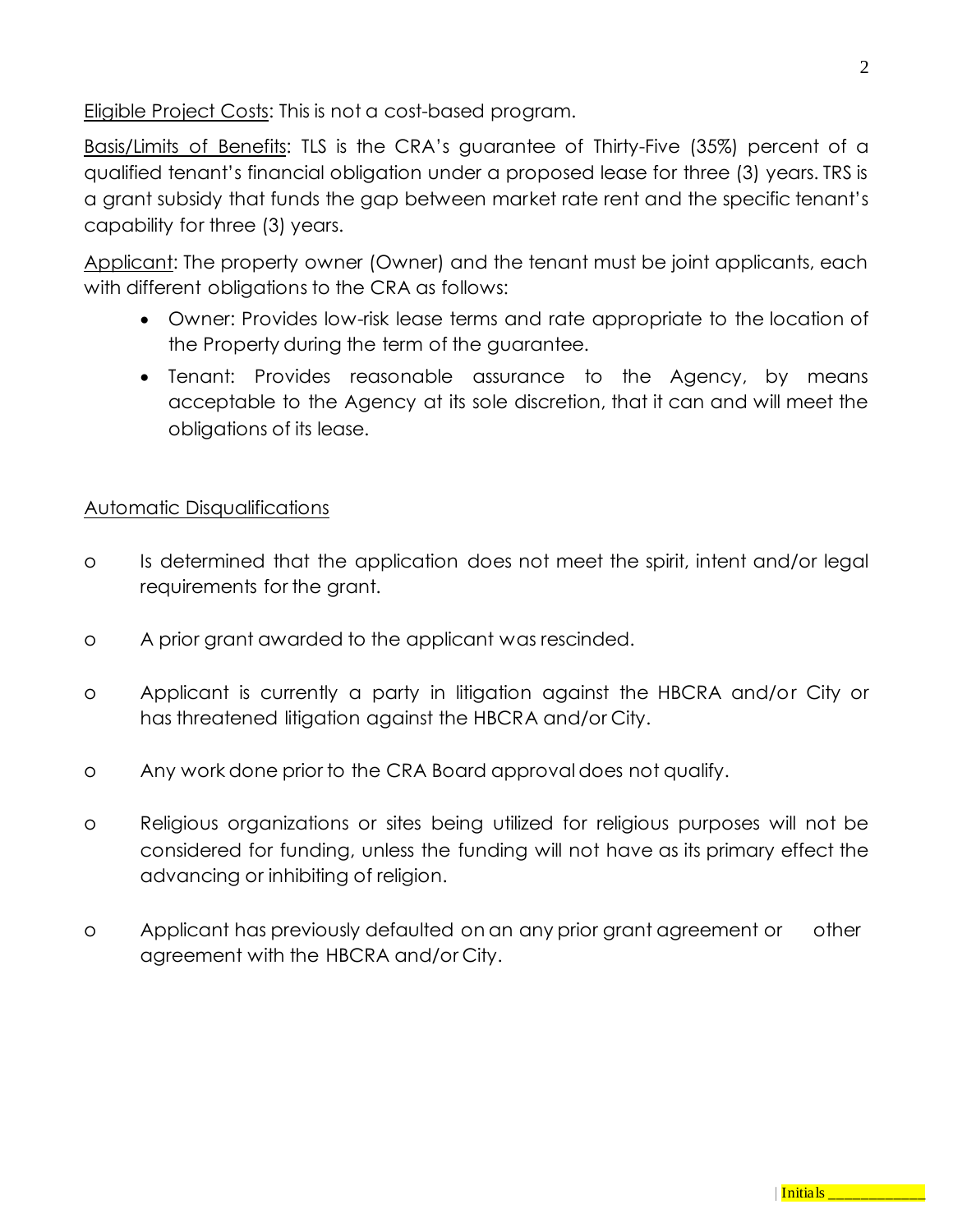Eligible Project Costs: This is not a cost-based program.

Basis/Limits of Benefits: TLS is the CRA's guarantee of Thirty-Five (35%) percent of a qualified tenant's financial obligation under a proposed lease for three (3) years. TRS is a grant subsidy that funds the gap between market rate rent and the specific tenant's capability for three (3) years.

Applicant: The property owner (Owner) and the tenant must be joint applicants, each with different obligations to the CRA as follows:

- Owner: Provides low-risk lease terms and rate appropriate to the location of the Property during the term of the guarantee.
- Tenant: Provides reasonable assurance to the Agency, by means acceptable to the Agency at its sole discretion, that it can and will meet the obligations of its lease.

Automatic Disqualifications

- Is determined that the application does not meet the spirit, intent and/or legal requirements for the grant.
- A prior grant awarded to the applicant was rescinded.
- Applicant is currently a party in litigation against the HBCRA and/or City or has threatened litigation against the HBCRA and/or City.
- Any work done prior to the CRA Board approval does not qualify.
- Religious organizations or sites being utilized for religious purposes will not be considered for funding, unless the funding will not have as its primary effect the advancing or inhibiting of religion.
- Applicant has previously defaulted on an any prior grant agreement or other agreement with the HBCRA and/or City.

Initials ____________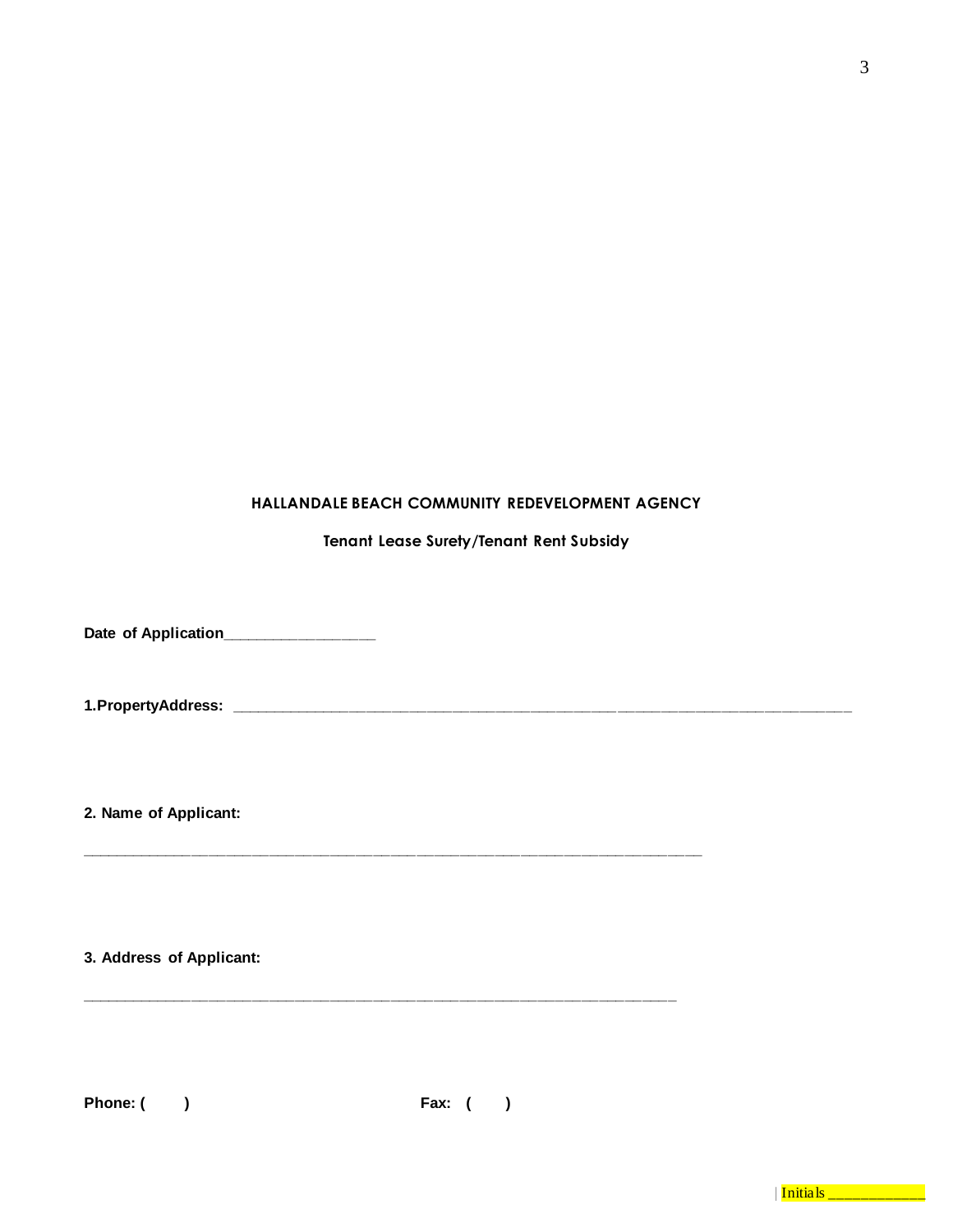## HALLANDALE BEACH COMMUNITY REDEVELOPMENT AGENCY

### Tenant Lease Surety/Tenant Rent Subsidy

**Date of Application**__________________

**1.PropertyAddress:** ___________________________________________________________________________

**2. Name of Applicant:**

___________________________________________________________________________

**3. Address of Applicant:**

________________________________________________________________________

**Phone: (        )**                                        **Fax:  (        )**

Initials ____________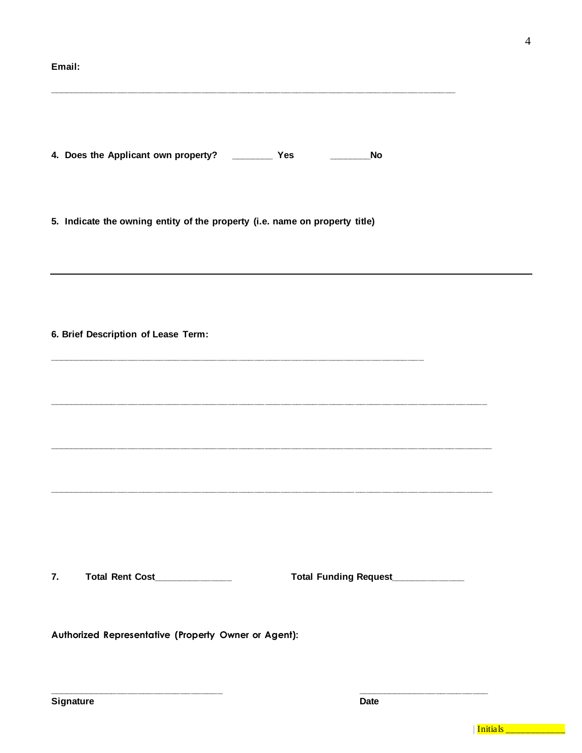**Email:**

_______________________________________________________________________________

**4. Does the Applicant own property?** ________ **Yes** ________**No**

**5. Indicate the owning entity of the property (i.e. name on property title)**

---

**6. Brief Description of Lease Term:**

_________________________________________________________________________

_____________________________________________________________________________________

_____________________________________________________________________________________

_____________________________________________________________________________________

**7. Total Rent Cost**_______________ **Total Funding Request**______________

**Authorized Representative (Property Owner or Agent):**

__________________________________ __________________________

**Signature** **Date**

Initials ____________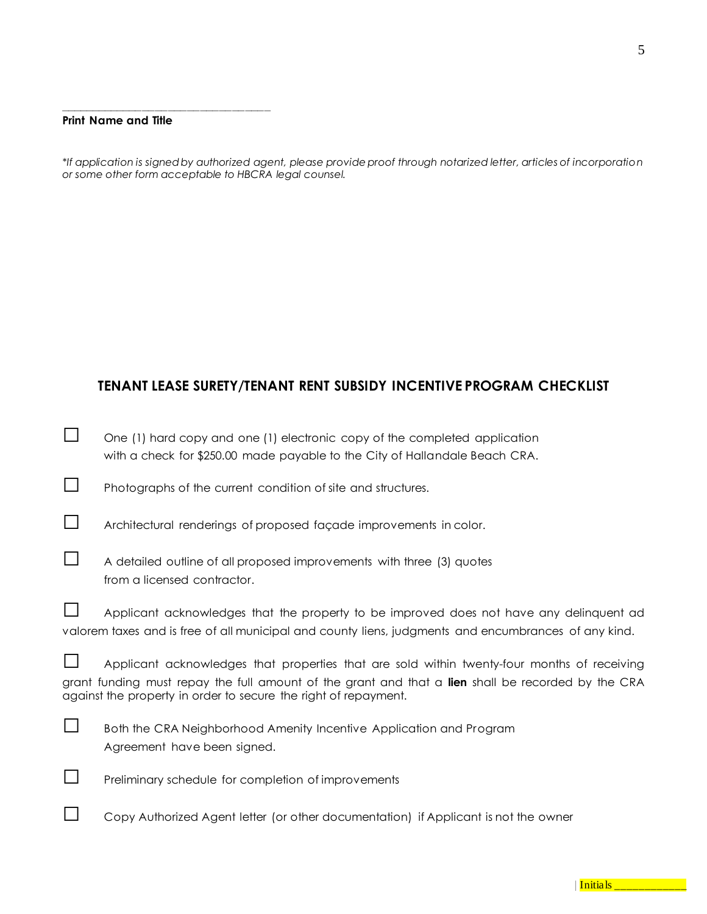\_\_\_\_\_\_\_\_\_\_\_\_\_\_\_\_\_\_\_\_\_\_\_\_\_\_\_\_\_\_\_\_\_\_\_\_

**Print Name and Title**

*\*If application is signed by authorized agent, please provide proof through notarized letter, articles of incorporation or some other form acceptable to HBCRA legal counsel.*

## TENANT LEASE SURETY/TENANT RENT SUBSIDY INCENTIVE PROGRAM CHECKLIST

☐ One (1) hard copy and one (1) electronic copy of the completed application with a check for $250.00 made payable to the City of Hallandale Beach CRA.

☐ Photographs of the current condition of site and structures.

☐ Architectural renderings of proposed façade improvements in color.

☐ A detailed outline of all proposed improvements with three (3) quotes from a licensed contractor.

☐ Applicant acknowledges that the property to be improved does not have any delinquent ad valorem taxes and is free of all municipal and county liens, judgments and encumbrances of any kind.

☐ Applicant acknowledges that properties that are sold within twenty-four months of receiving grant funding must repay the full amount of the grant and that a **lien** shall be recorded by the CRA against the property in order to secure the right of repayment.

☐ Both the CRA Neighborhood Amenity Incentive Application and Program Agreement have been signed.

☐ Preliminary schedule for completion of improvements

☐ Copy Authorized Agent letter (or other documentation) if Applicant is not the owner

Initials \_\_\_\_\_\_\_\_\_\_\_\_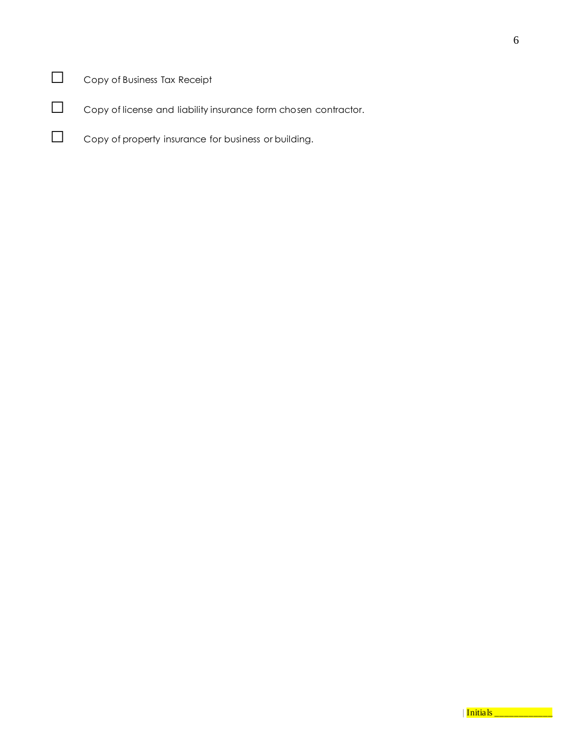- ☐ Copy of Business Tax Receipt
- ☐ Copy of license and liability insurance form chosen contractor.
- ☐ Copy of property insurance for business or building.

| Initials ____________